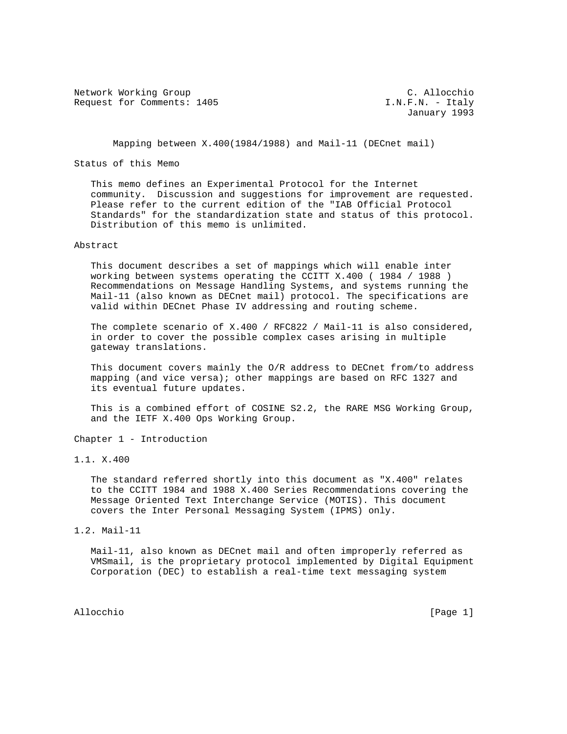Network Working Group C. Allocchio
Request for Comments: 1405 I.N.F.N. - Italy
January 1993

# Mapping between X.400(1984/1988) and Mail-11 (DECnet mail)

## Status of this Memo

This memo defines an Experimental Protocol for the Internet community. Discussion and suggestions for improvement are requested. Please refer to the current edition of the "IAB Official Protocol Standards" for the standardization state and status of this protocol. Distribution of this memo is unlimited.

## Abstract

This document describes a set of mappings which will enable inter working between systems operating the CCITT X.400 ( 1984 / 1988 ) Recommendations on Message Handling Systems, and systems running the Mail-11 (also known as DECnet mail) protocol. The specifications are valid within DECnet Phase IV addressing and routing scheme.

The complete scenario of X.400 / RFC822 / Mail-11 is also considered, in order to cover the possible complex cases arising in multiple gateway translations.

This document covers mainly the O/R address to DECnet from/to address mapping (and vice versa); other mappings are based on RFC 1327 and its eventual future updates.

This is a combined effort of COSINE S2.2, the RARE MSG Working Group, and the IETF X.400 Ops Working Group.

## Chapter 1 - Introduction

### 1.1. X.400

The standard referred shortly into this document as "X.400" relates to the CCITT 1984 and 1988 X.400 Series Recommendations covering the Message Oriented Text Interchange Service (MOTIS). This document covers the Inter Personal Messaging System (IPMS) only.

### 1.2. Mail-11

Mail-11, also known as DECnet mail and often improperly referred as VMSmail, is the proprietary protocol implemented by Digital Equipment Corporation (DEC) to establish a real-time text messaging system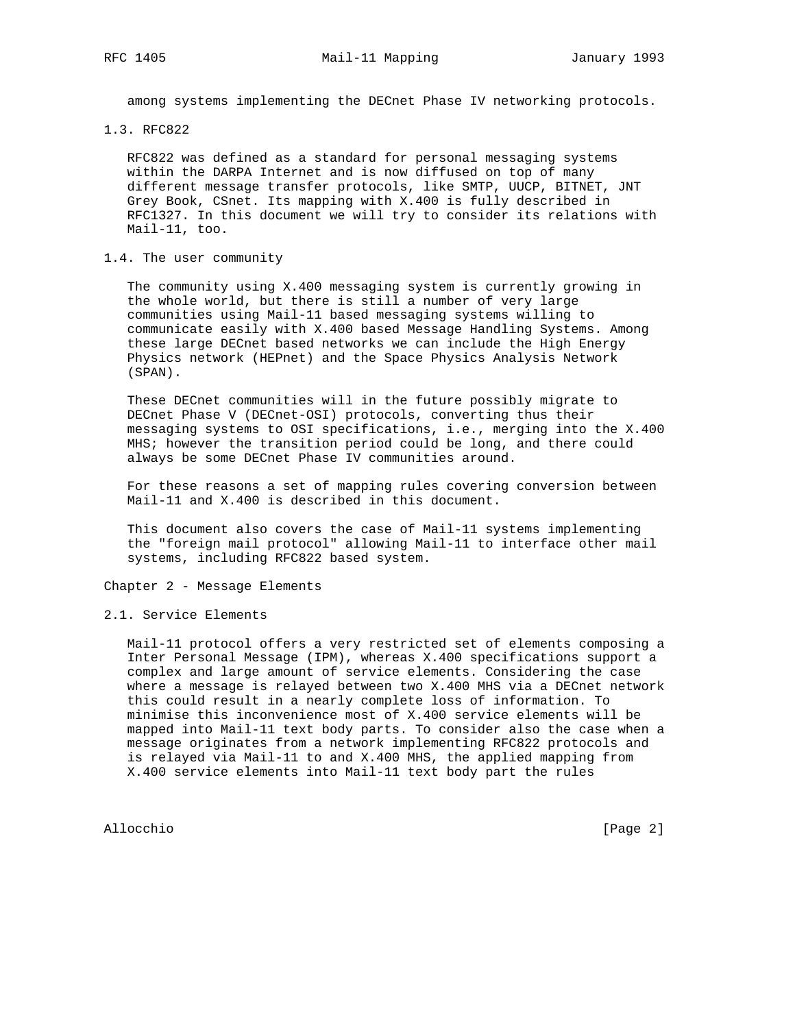among systems implementing the DECnet Phase IV networking protocols.

### 1.3. RFC822

RFC822 was defined as a standard for personal messaging systems within the DARPA Internet and is now diffused on top of many different message transfer protocols, like SMTP, UUCP, BITNET, JNT Grey Book, CSnet. Its mapping with X.400 is fully described in RFC1327. In this document we will try to consider its relations with Mail-11, too.

### 1.4. The user community

The community using X.400 messaging system is currently growing in the whole world, but there is still a number of very large communities using Mail-11 based messaging systems willing to communicate easily with X.400 based Message Handling Systems. Among these large DECnet based networks we can include the High Energy Physics network (HEPnet) and the Space Physics Analysis Network (SPAN).

These DECnet communities will in the future possibly migrate to DECnet Phase V (DECnet-OSI) protocols, converting thus their messaging systems to OSI specifications, i.e., merging into the X.400 MHS; however the transition period could be long, and there could always be some DECnet Phase IV communities around.

For these reasons a set of mapping rules covering conversion between Mail-11 and X.400 is described in this document.

This document also covers the case of Mail-11 systems implementing the "foreign mail protocol" allowing Mail-11 to interface other mail systems, including RFC822 based system.

## Chapter 2 - Message Elements

### 2.1. Service Elements

Mail-11 protocol offers a very restricted set of elements composing a Inter Personal Message (IPM), whereas X.400 specifications support a complex and large amount of service elements. Considering the case where a message is relayed between two X.400 MHS via a DECnet network this could result in a nearly complete loss of information. To minimise this inconvenience most of X.400 service elements will be mapped into Mail-11 text body parts. To consider also the case when a message originates from a network implementing RFC822 protocols and is relayed via Mail-11 to and X.400 MHS, the applied mapping from X.400 service elements into Mail-11 text body part the rules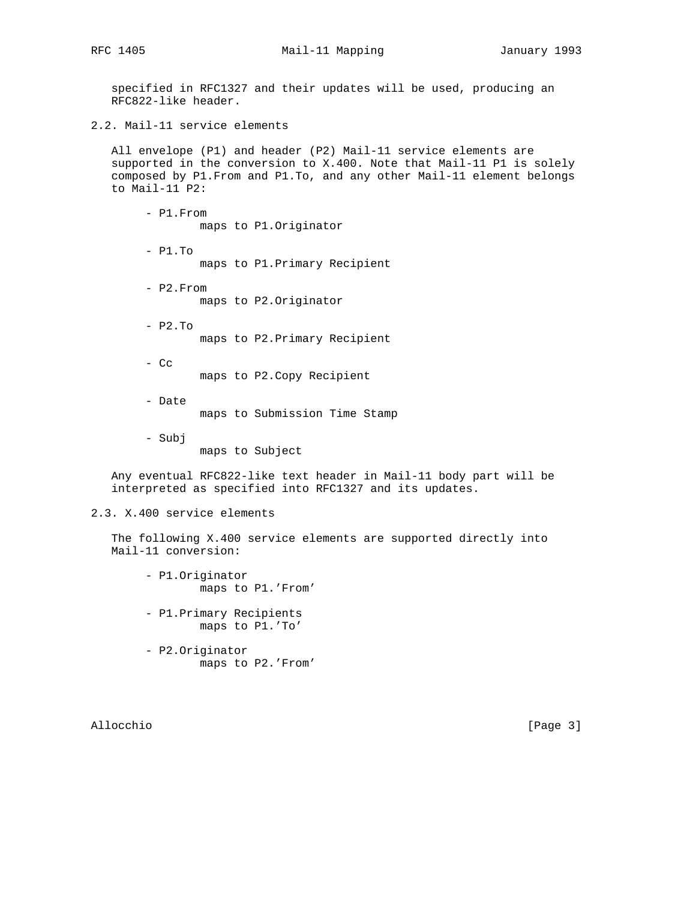specified in RFC1327 and their updates will be used, producing an RFC822-like header.

## 2.2. Mail-11 service elements

All envelope (P1) and header (P2) Mail-11 service elements are supported in the conversion to X.400. Note that Mail-11 P1 is solely composed by P1.From and P1.To, and any other Mail-11 element belongs to Mail-11 P2:

- P1.From
  maps to P1.Originator

- P1.To
  maps to P1.Primary Recipient

- P2.From
  maps to P2.Originator

- P2.To
  maps to P2.Primary Recipient

- Cc
  maps to P2.Copy Recipient

- Date
  maps to Submission Time Stamp

- Subj
  maps to Subject

Any eventual RFC822-like text header in Mail-11 body part will be interpreted as specified into RFC1327 and its updates.

## 2.3. X.400 service elements

The following X.400 service elements are supported directly into Mail-11 conversion:

- P1.Originator
  maps to P1.'From'

- P1.Primary Recipients
  maps to P1.'To'

- P2.Originator
  maps to P2.'From'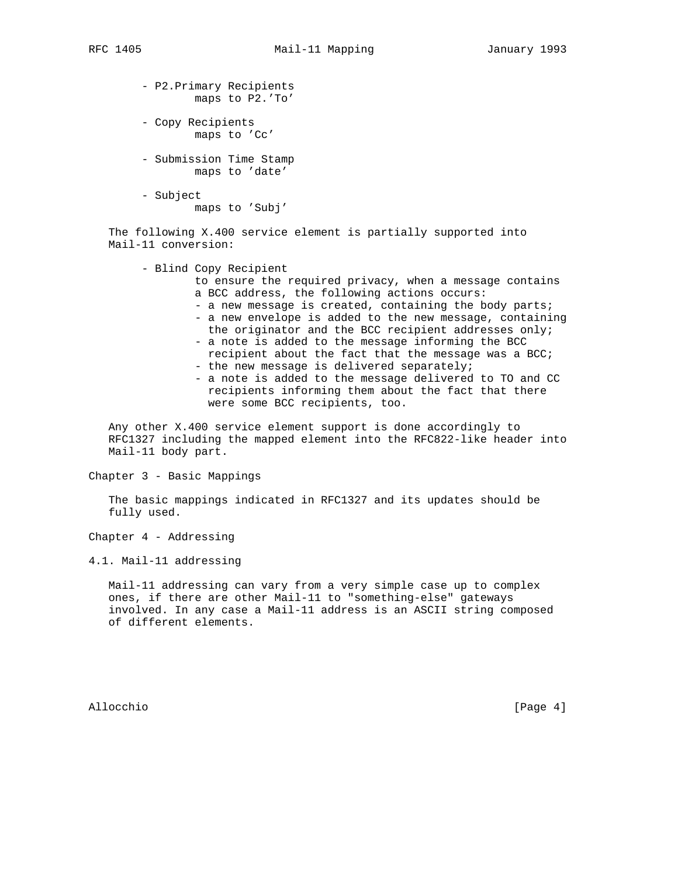- P2.Primary Recipients
  maps to P2.'To'

- Copy Recipients
  maps to 'Cc'

- Submission Time Stamp
  maps to 'date'

- Subject
  maps to 'Subj'

The following X.400 service element is partially supported into Mail-11 conversion:

- Blind Copy Recipient
  to ensure the required privacy, when a message contains a BCC address, the following actions occurs:
  - a new message is created, containing the body parts;
  - a new envelope is added to the new message, containing the originator and the BCC recipient addresses only;
  - a note is added to the message informing the BCC recipient about the fact that the message was a BCC;
  - the new message is delivered separately;
  - a note is added to the message delivered to TO and CC recipients informing them about the fact that there were some BCC recipients, too.

Any other X.400 service element support is done accordingly to RFC1327 including the mapped element into the RFC822-like header into Mail-11 body part.

## Chapter 3 - Basic Mappings

The basic mappings indicated in RFC1327 and its updates should be fully used.

## Chapter 4 - Addressing

### 4.1. Mail-11 addressing

Mail-11 addressing can vary from a very simple case up to complex ones, if there are other Mail-11 to "something-else" gateways involved. In any case a Mail-11 address is an ASCII string composed of different elements.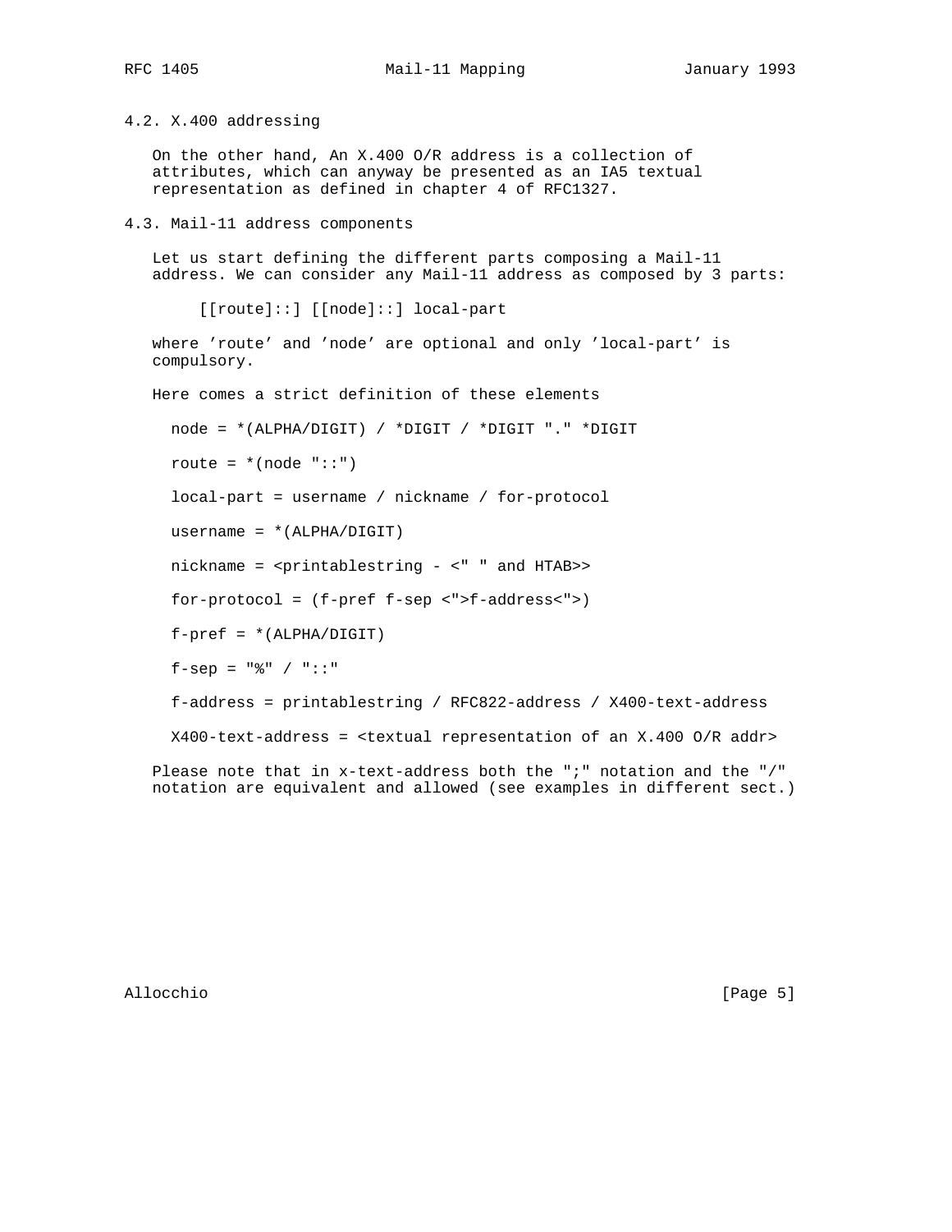### 4.2. X.400 addressing

On the other hand, An X.400 O/R address is a collection of attributes, which can anyway be presented as an IA5 textual representation as defined in chapter 4 of RFC1327.

### 4.3. Mail-11 address components

Let us start defining the different parts composing a Mail-11 address. We can consider any Mail-11 address as composed by 3 parts:

```
[[route]::] [[node]::] local-part
```

where 'route' and 'node' are optional and only 'local-part' is compulsory.

Here comes a strict definition of these elements

```
node = *(ALPHA/DIGIT) / *DIGIT / *DIGIT "." *DIGIT

route = *(node "::")

local-part = username / nickname / for-protocol

username = *(ALPHA/DIGIT)

nickname = <printablestring - <" " and HTAB>>

for-protocol = (f-pref f-sep <">f-address<">)

f-pref = *(ALPHA/DIGIT)

f-sep = "%" / "::"

f-address = printablestring / RFC822-address / X400-text-address

X400-text-address = <textual representation of an X.400 O/R addr>
```

Please note that in x-text-address both the ";" notation and the "/" notation are equivalent and allowed (see examples in different sect.)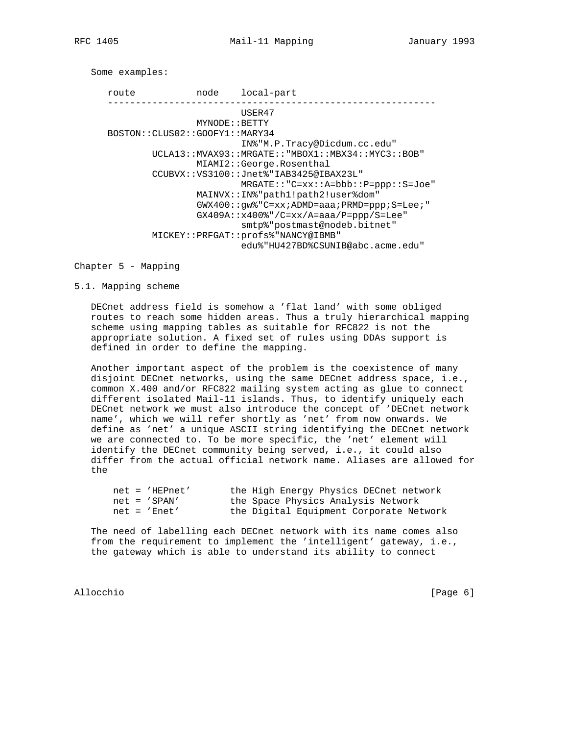Some examples:

```
   route           node    local-part
   ----------------------------------------------------------
                           USER47
                   MYNODE::BETTY
   BOSTON::CLUS02::GOOFY1::MARY34
                           IN%"M.P.Tracy@Dicdum.cc.edu"
           UCLA13::MVAX93::MRGATE::"MBOX1::MBX34::MYC3::BOB"
                   MIAMI2::George.Rosenthal
           CCUBVX::VS3100::Jnet%"IAB3425@IBAX23L"
                           MRGATE::"C=xx::A=bbb::P=ppp::S=Joe"
                   MAINVX::IN%"path1!path2!user%dom"
                   GWX400::gw%"C=xx;ADMD=aaa;PRMD=ppp;S=Lee;"
                   GX409A::x400%"/C=xx/A=aaa/P=ppp/S=Lee"
                           smtp%"postmast@nodeb.bitnet"
           MICKEY::PRFGAT::profs%"NANCY@IBMB"
                           edu%"HU427BD%CSUNIB@abc.acme.edu"
```

## Chapter 5 - Mapping

### 5.1. Mapping scheme

DECnet address field is somehow a 'flat land' with some obliged routes to reach some hidden areas. Thus a truly hierarchical mapping scheme using mapping tables as suitable for RFC822 is not the appropriate solution. A fixed set of rules using DDAs support is defined in order to define the mapping.

Another important aspect of the problem is the coexistence of many disjoint DECnet networks, using the same DECnet address space, i.e., common X.400 and/or RFC822 mailing system acting as glue to connect different isolated Mail-11 islands. Thus, to identify uniquely each DECnet network we must also introduce the concept of 'DECnet network name', which we will refer shortly as 'net' from now onwards. We define as 'net' a unique ASCII string identifying the DECnet network we are connected to. To be more specific, the 'net' element will identify the DECnet community being served, i.e., it could also differ from the actual official network name. Aliases are allowed for the

```
    net = 'HEPnet'       the High Energy Physics DECnet network
    net = 'SPAN'         the Space Physics Analysis Network
    net = 'Enet'         the Digital Equipment Corporate Network
```

The need of labelling each DECnet network with its name comes also from the requirement to implement the 'intelligent' gateway, i.e., the gateway which is able to understand its ability to connect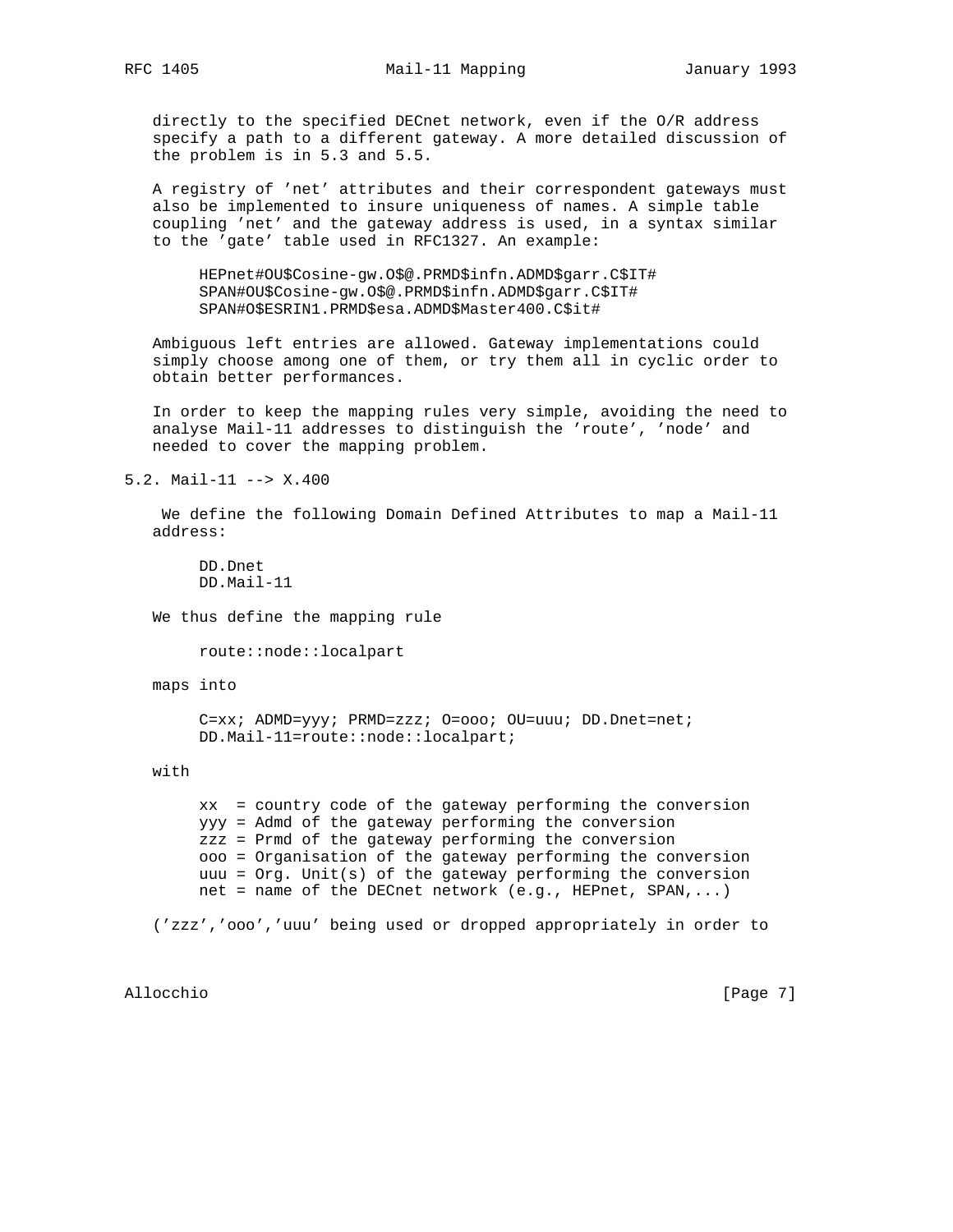directly to the specified DECnet network, even if the O/R address specify a path to a different gateway. A more detailed discussion of the problem is in 5.3 and 5.5.

A registry of 'net' attributes and their correspondent gateways must also be implemented to insure uniqueness of names. A simple table coupling 'net' and the gateway address is used, in a syntax similar to the 'gate' table used in RFC1327. An example:

```
HEPnet#OU$Cosine-gw.O$@.PRMD$infn.ADMD$garr.C$IT#
SPAN#OU$Cosine-gw.O$@.PRMD$infn.ADMD$garr.C$IT#
SPAN#O$ESRIN1.PRMD$esa.ADMD$Master400.C$it#
```

Ambiguous left entries are allowed. Gateway implementations could simply choose among one of them, or try them all in cyclic order to obtain better performances.

In order to keep the mapping rules very simple, avoiding the need to analyse Mail-11 addresses to distinguish the 'route', 'node' and needed to cover the mapping problem.

## 5.2. Mail-11 --> X.400

We define the following Domain Defined Attributes to map a Mail-11 address:

```
DD.Dnet
DD.Mail-11
```

We thus define the mapping rule

```
route::node::localpart
```

maps into

```
C=xx; ADMD=yyy; PRMD=zzz; O=ooo; OU=uuu; DD.Dnet=net;
DD.Mail-11=route::node::localpart;
```

with

```
xx  = country code of the gateway performing the conversion
yyy = Admd of the gateway performing the conversion
zzz = Prmd of the gateway performing the conversion
ooo = Organisation of the gateway performing the conversion
uuu = Org. Unit(s) of the gateway performing the conversion
net = name of the DECnet network (e.g., HEPnet, SPAN,...)
```

('zzz','ooo','uuu' being used or dropped appropriately in order to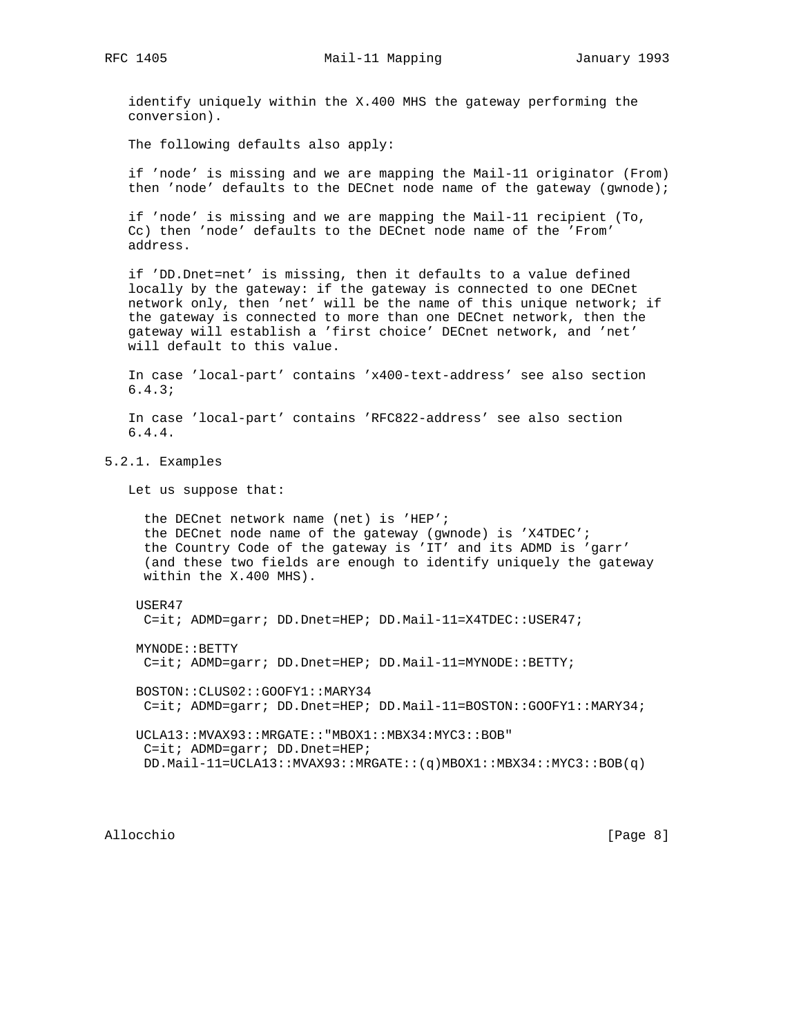identify uniquely within the X.400 MHS the gateway performing the conversion).

The following defaults also apply:

if 'node' is missing and we are mapping the Mail-11 originator (From) then 'node' defaults to the DECnet node name of the gateway (gwnode);

if 'node' is missing and we are mapping the Mail-11 recipient (To, Cc) then 'node' defaults to the DECnet node name of the 'From' address.

if 'DD.Dnet=net' is missing, then it defaults to a value defined locally by the gateway: if the gateway is connected to one DECnet network only, then 'net' will be the name of this unique network; if the gateway is connected to more than one DECnet network, then the gateway will establish a 'first choice' DECnet network, and 'net' will default to this value.

In case 'local-part' contains 'x400-text-address' see also section 6.4.3;

In case 'local-part' contains 'RFC822-address' see also section 6.4.4.

### 5.2.1. Examples

Let us suppose that:

```
  the DECnet network name (net) is 'HEP';
  the DECnet node name of the gateway (gwnode) is 'X4TDEC';
  the Country Code of the gateway is 'IT' and its ADMD is 'garr'
  (and these two fields are enough to identify uniquely the gateway
  within the X.400 MHS).

 USER47
  C=it; ADMD=garr; DD.Dnet=HEP; DD.Mail-11=X4TDEC::USER47;

 MYNODE::BETTY
  C=it; ADMD=garr; DD.Dnet=HEP; DD.Mail-11=MYNODE::BETTY;

 BOSTON::CLUS02::GOOFY1::MARY34
  C=it; ADMD=garr; DD.Dnet=HEP; DD.Mail-11=BOSTON::GOOFY1::MARY34;

 UCLA13::MVAX93::MRGATE::"MBOX1::MBX34:MYC3::BOB"
  C=it; ADMD=garr; DD.Dnet=HEP;
  DD.Mail-11=UCLA13::MVAX93::MRGATE::(q)MBOX1::MBX34::MYC3::BOB(q)
```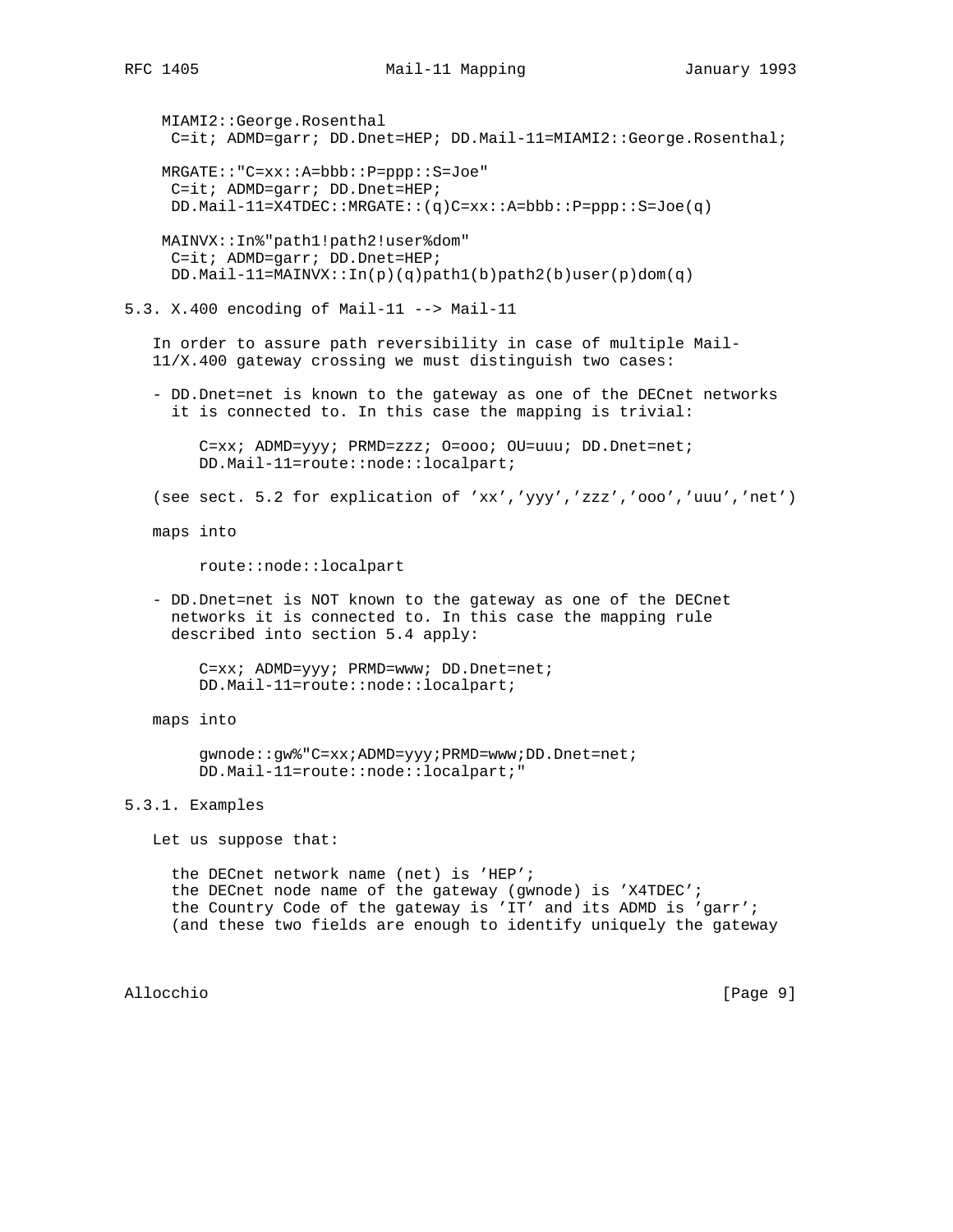```
MIAMI2::George.Rosenthal
 C=it; ADMD=garr; DD.Dnet=HEP; DD.Mail-11=MIAMI2::George.Rosenthal;

MRGATE::"C=xx::A=bbb::P=ppp::S=Joe"
 C=it; ADMD=garr; DD.Dnet=HEP;
 DD.Mail-11=X4TDEC::MRGATE::(q)C=xx::A=bbb::P=ppp::S=Joe(q)

MAINVX::In%"path1!path2!user%dom"
 C=it; ADMD=garr; DD.Dnet=HEP;
 DD.Mail-11=MAINVX::In(p)(q)path1(b)path2(b)user(p)dom(q)
```

### 5.3. X.400 encoding of Mail-11 --> Mail-11

In order to assure path reversibility in case of multiple Mail-11/X.400 gateway crossing we must distinguish two cases:

- DD.Dnet=net is known to the gateway as one of the DECnet networks it is connected to. In this case the mapping is trivial:

```
C=xx; ADMD=yyy; PRMD=zzz; O=ooo; OU=uuu; DD.Dnet=net;
DD.Mail-11=route::node::localpart;
```

(see sect. 5.2 for explication of 'xx','yyy','zzz','ooo','uuu','net')

maps into

```
route::node::localpart
```

- DD.Dnet=net is NOT known to the gateway as one of the DECnet networks it is connected to. In this case the mapping rule described into section 5.4 apply:

```
C=xx; ADMD=yyy; PRMD=www; DD.Dnet=net;
DD.Mail-11=route::node::localpart;
```

maps into

```
gwnode::gw%"C=xx;ADMD=yyy;PRMD=www;DD.Dnet=net;
DD.Mail-11=route::node::localpart;"
```

#### 5.3.1. Examples

Let us suppose that:

the DECnet network name (net) is 'HEP';
the DECnet node name of the gateway (gwnode) is 'X4TDEC';
the Country Code of the gateway is 'IT' and its ADMD is 'garr';
(and these two fields are enough to identify uniquely the gateway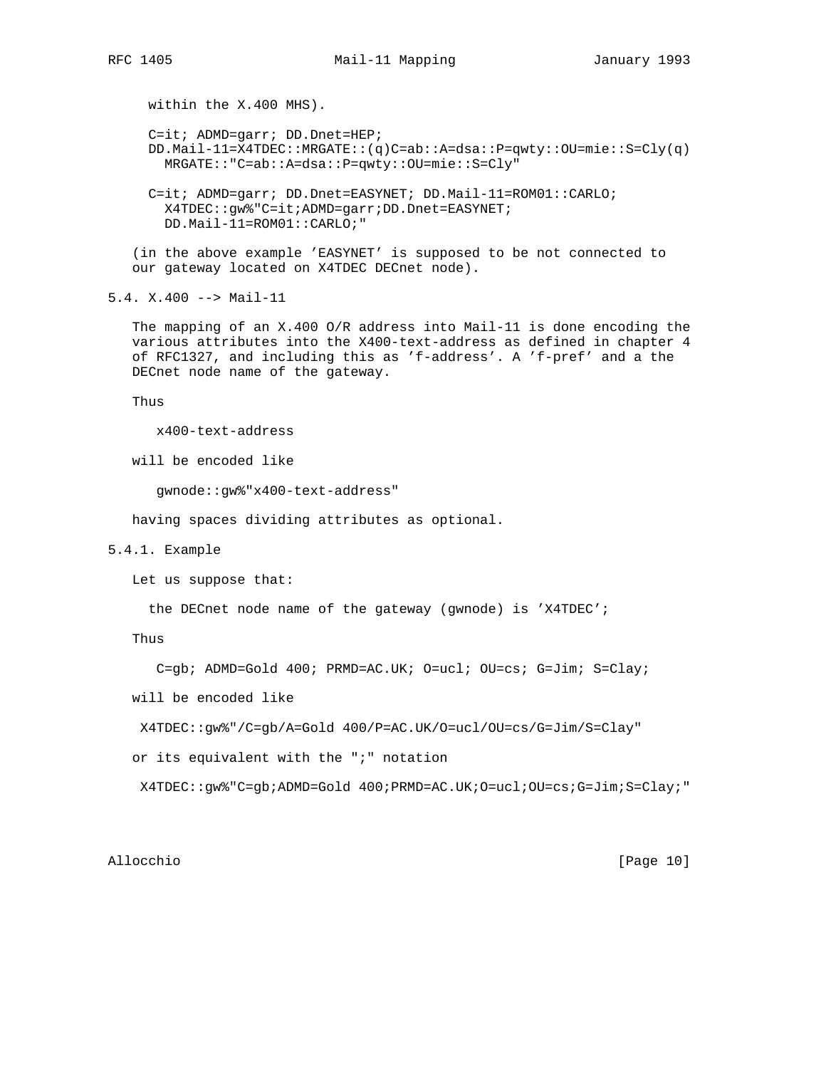within the X.400 MHS).

```
C=it; ADMD=garr; DD.Dnet=HEP;
DD.Mail-11=X4TDEC::MRGATE::(q)C=ab::A=dsa::P=qwty::OU=mie::S=Cly(q)
  MRGATE::"C=ab::A=dsa::P=qwty::OU=mie::S=Cly"

C=it; ADMD=garr; DD.Dnet=EASYNET; DD.Mail-11=ROM01::CARLO;
  X4TDEC::gw%"C=it;ADMD=garr;DD.Dnet=EASYNET;
  DD.Mail-11=ROM01::CARLO;"
```

(in the above example 'EASYNET' is supposed to be not connected to our gateway located on X4TDEC DECnet node).

## 5.4. X.400 --> Mail-11

The mapping of an X.400 O/R address into Mail-11 is done encoding the various attributes into the X400-text-address as defined in chapter 4 of RFC1327, and including this as 'f-address'. A 'f-pref' and a the DECnet node name of the gateway.

Thus

```
x400-text-address
```

will be encoded like

```
gwnode::gw%"x400-text-address"
```

having spaces dividing attributes as optional.

### 5.4.1. Example

Let us suppose that:

the DECnet node name of the gateway (gwnode) is 'X4TDEC';

Thus

```
C=gb; ADMD=Gold 400; PRMD=AC.UK; O=ucl; OU=cs; G=Jim; S=Clay;
```

will be encoded like

```
X4TDEC::gw%"/C=gb/A=Gold 400/P=AC.UK/O=ucl/OU=cs/G=Jim/S=Clay"
```

or its equivalent with the ";" notation

```
X4TDEC::gw%"C=gb;ADMD=Gold 400;PRMD=AC.UK;O=ucl;OU=cs;G=Jim;S=Clay;"
```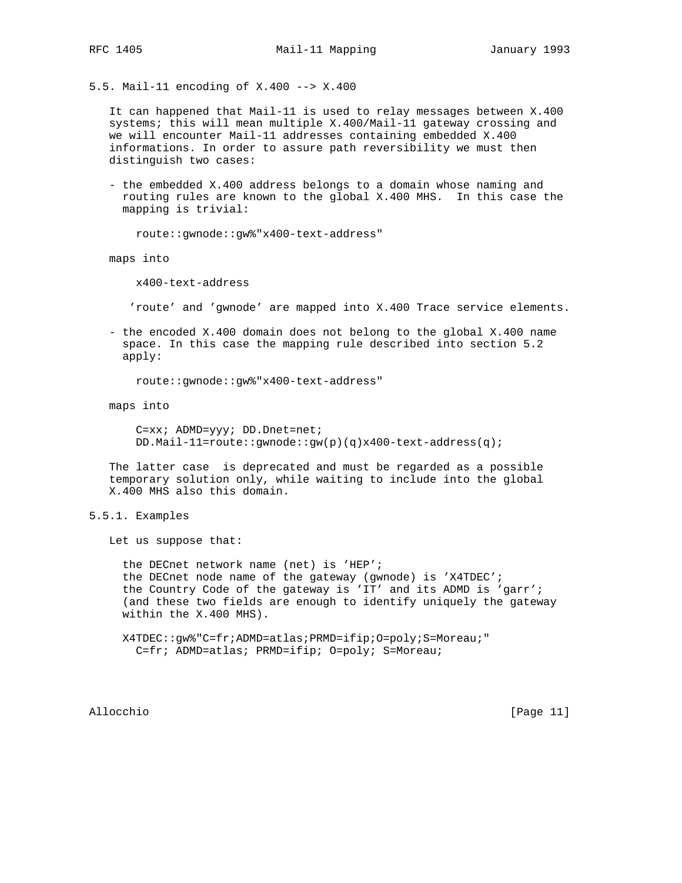## 5.5. Mail-11 encoding of X.400 --> X.400

It can happened that Mail-11 is used to relay messages between X.400 systems; this will mean multiple X.400/Mail-11 gateway crossing and we will encounter Mail-11 addresses containing embedded X.400 informations. In order to assure path reversibility we must then distinguish two cases:

- the embedded X.400 address belongs to a domain whose naming and routing rules are known to the global X.400 MHS. In this case the mapping is trivial:

```
route::gwnode::gw%"x400-text-address"
```

maps into

```
x400-text-address
```

'route' and 'gwnode' are mapped into X.400 Trace service elements.

- the encoded X.400 domain does not belong to the global X.400 name space. In this case the mapping rule described into section 5.2 apply:

```
route::gwnode::gw%"x400-text-address"
```

maps into

```
C=xx; ADMD=yyy; DD.Dnet=net;
DD.Mail-11=route::gwnode::gw(p)(q)x400-text-address(q);
```

The latter case is deprecated and must be regarded as a possible temporary solution only, while waiting to include into the global X.400 MHS also this domain.

### 5.5.1. Examples

Let us suppose that:

the DECnet network name (net) is 'HEP';
the DECnet node name of the gateway (gwnode) is 'X4TDEC';
the Country Code of the gateway is 'IT' and its ADMD is 'garr';
(and these two fields are enough to identify uniquely the gateway within the X.400 MHS).

```
X4TDEC::gw%"C=fr;ADMD=atlas;PRMD=ifip;O=poly;S=Moreau;"
  C=fr; ADMD=atlas; PRMD=ifip; O=poly; S=Moreau;
```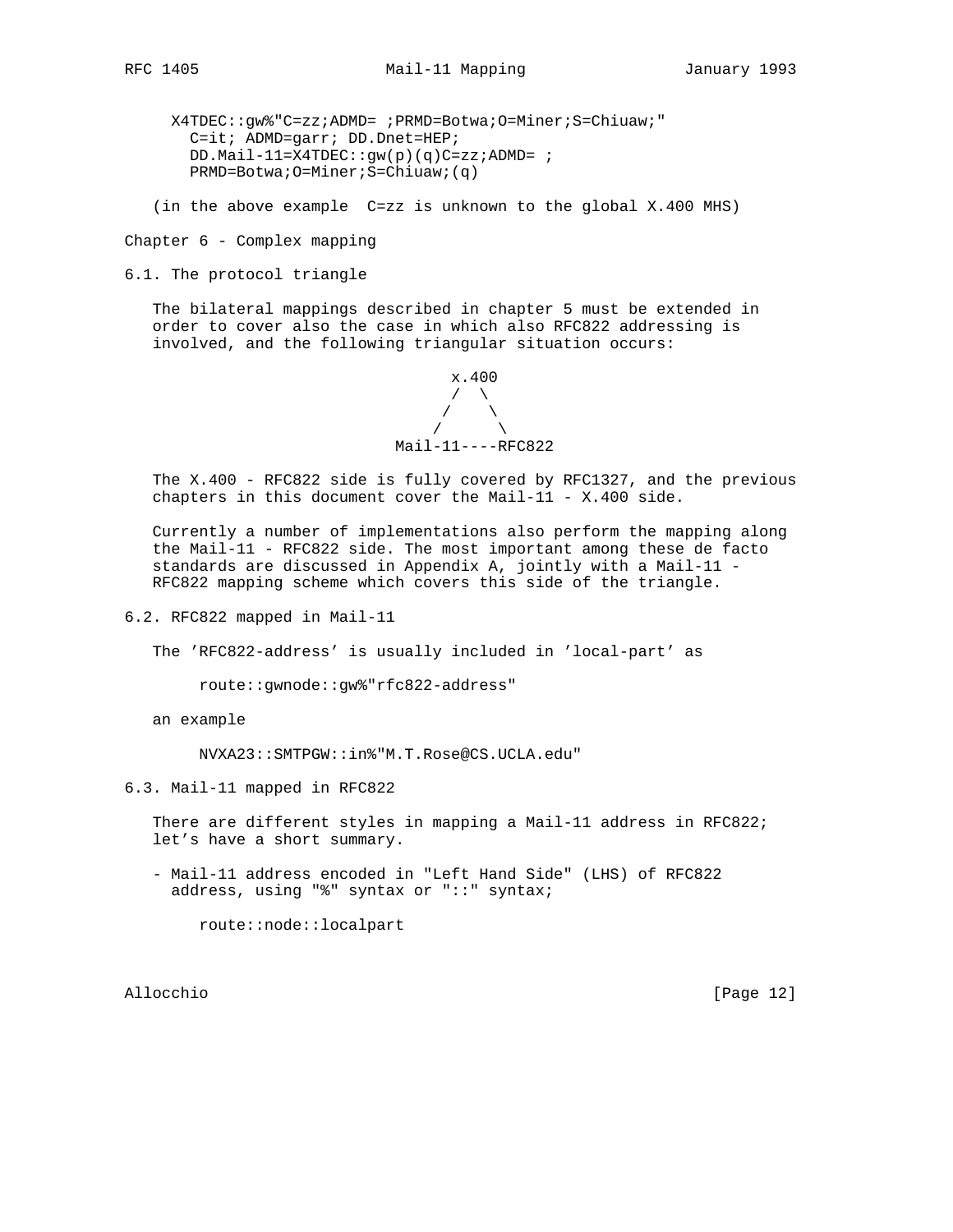```
X4TDEC::gw%"C=zz;ADMD= ;PRMD=Botwa;O=Miner;S=Chiuaw;"
  C=it; ADMD=garr; DD.Dnet=HEP;
  DD.Mail-11=X4TDEC::gw(p)(q)C=zz;ADMD= ;
  PRMD=Botwa;O=Miner;S=Chiuaw;(q)
```

(in the above example  C=zz is unknown to the global X.400 MHS)

# Chapter 6 - Complex mapping

## 6.1. The protocol triangle

The bilateral mappings described in chapter 5 must be extended in order to cover also the case in which also RFC822 addressing is involved, and the following triangular situation occurs:

```
          x.400
           / \
          /   \
         /     \
   Mail-11----RFC822
```

The X.400 - RFC822 side is fully covered by RFC1327, and the previous chapters in this document cover the Mail-11 - X.400 side.

Currently a number of implementations also perform the mapping along the Mail-11 - RFC822 side. The most important among these de facto standards are discussed in Appendix A, jointly with a Mail-11 - RFC822 mapping scheme which covers this side of the triangle.

## 6.2. RFC822 mapped in Mail-11

The 'RFC822-address' is usually included in 'local-part' as

```
route::gwnode::gw%"rfc822-address"
```

an example

```
NVXA23::SMTPGW::in%"M.T.Rose@CS.UCLA.edu"
```

## 6.3. Mail-11 mapped in RFC822

There are different styles in mapping a Mail-11 address in RFC822; let's have a short summary.

- Mail-11 address encoded in "Left Hand Side" (LHS) of RFC822 address, using "%" syntax or "::" syntax;

```
route::node::localpart
```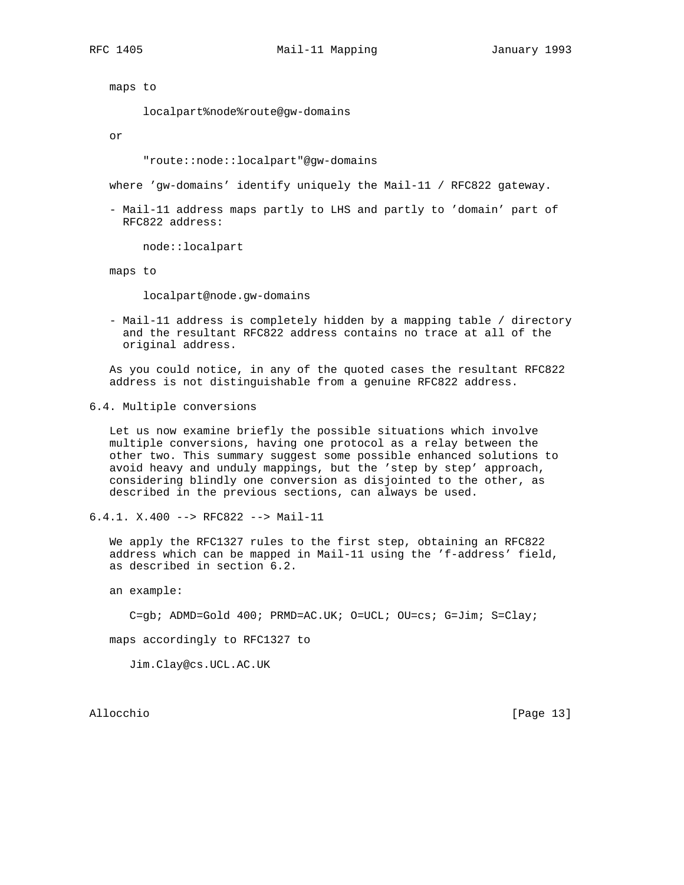maps to

```
localpart%node%route@gw-domains
```

or

```
"route::node::localpart"@gw-domains
```

where 'gw-domains' identify uniquely the Mail-11 / RFC822 gateway.

- Mail-11 address maps partly to LHS and partly to 'domain' part of RFC822 address:

```
node::localpart
```

maps to

```
localpart@node.gw-domains
```

- Mail-11 address is completely hidden by a mapping table / directory and the resultant RFC822 address contains no trace at all of the original address.

As you could notice, in any of the quoted cases the resultant RFC822 address is not distinguishable from a genuine RFC822 address.

## 6.4. Multiple conversions

Let us now examine briefly the possible situations which involve multiple conversions, having one protocol as a relay between the other two. This summary suggest some possible enhanced solutions to avoid heavy and unduly mappings, but the 'step by step' approach, considering blindly one conversion as disjointed to the other, as described in the previous sections, can always be used.

### 6.4.1. X.400 --> RFC822 --> Mail-11

We apply the RFC1327 rules to the first step, obtaining an RFC822 address which can be mapped in Mail-11 using the 'f-address' field, as described in section 6.2.

an example:

```
C=gb; ADMD=Gold 400; PRMD=AC.UK; O=UCL; OU=cs; G=Jim; S=Clay;
```

maps accordingly to RFC1327 to

```
Jim.Clay@cs.UCL.AC.UK
```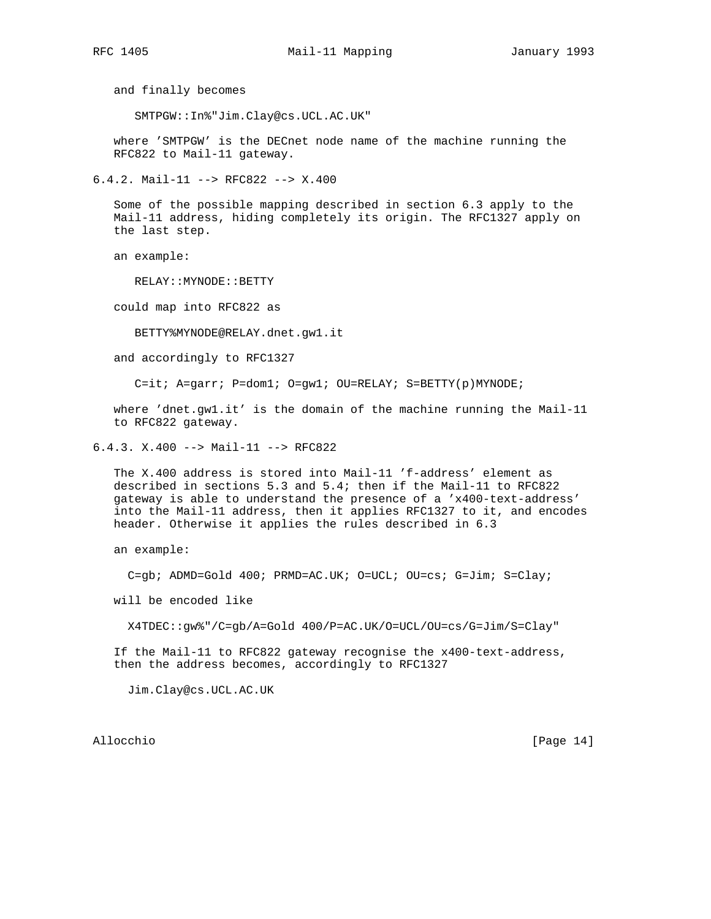and finally becomes

```
SMTPGW::In%"Jim.Clay@cs.UCL.AC.UK"
```

where 'SMTPGW' is the DECnet node name of the machine running the RFC822 to Mail-11 gateway.

### 6.4.2. Mail-11 --> RFC822 --> X.400

Some of the possible mapping described in section 6.3 apply to the Mail-11 address, hiding completely its origin. The RFC1327 apply on the last step.

an example:

```
RELAY::MYNODE::BETTY
```

could map into RFC822 as

```
BETTY%MYNODE@RELAY.dnet.gw1.it
```

and accordingly to RFC1327

```
C=it; A=garr; P=dom1; O=gw1; OU=RELAY; S=BETTY(p)MYNODE;
```

where 'dnet.gw1.it' is the domain of the machine running the Mail-11 to RFC822 gateway.

### 6.4.3. X.400 --> Mail-11 --> RFC822

The X.400 address is stored into Mail-11 'f-address' element as described in sections 5.3 and 5.4; then if the Mail-11 to RFC822 gateway is able to understand the presence of a 'x400-text-address' into the Mail-11 address, then it applies RFC1327 to it, and encodes header. Otherwise it applies the rules described in 6.3

an example:

```
C=gb; ADMD=Gold 400; PRMD=AC.UK; O=UCL; OU=cs; G=Jim; S=Clay;
```

will be encoded like

```
X4TDEC::gw%"/C=gb/A=Gold 400/P=AC.UK/O=UCL/OU=cs/G=Jim/S=Clay"
```

If the Mail-11 to RFC822 gateway recognise the x400-text-address, then the address becomes, accordingly to RFC1327

```
Jim.Clay@cs.UCL.AC.UK
```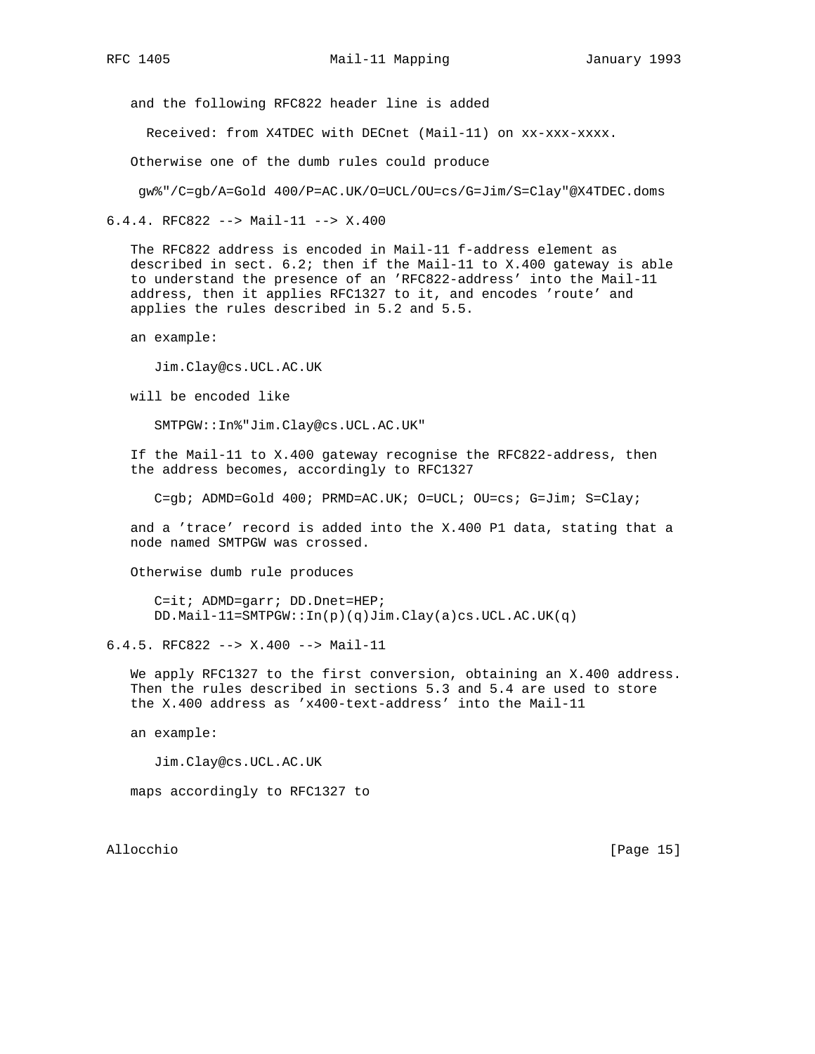and the following RFC822 header line is added

```
Received: from X4TDEC with DECnet (Mail-11) on xx-xxx-xxxx.
```

Otherwise one of the dumb rules could produce

```
gw%"/C=gb/A=Gold 400/P=AC.UK/O=UCL/OU=cs/G=Jim/S=Clay"@X4TDEC.doms
```

### 6.4.4. RFC822 --> Mail-11 --> X.400

The RFC822 address is encoded in Mail-11 f-address element as described in sect. 6.2; then if the Mail-11 to X.400 gateway is able to understand the presence of an 'RFC822-address' into the Mail-11 address, then it applies RFC1327 to it, and encodes 'route' and applies the rules described in 5.2 and 5.5.

an example:

```
Jim.Clay@cs.UCL.AC.UK
```

will be encoded like

```
SMTPGW::In%"Jim.Clay@cs.UCL.AC.UK"
```

If the Mail-11 to X.400 gateway recognise the RFC822-address, then the address becomes, accordingly to RFC1327

```
C=gb; ADMD=Gold 400; PRMD=AC.UK; O=UCL; OU=cs; G=Jim; S=Clay;
```

and a 'trace' record is added into the X.400 P1 data, stating that a node named SMTPGW was crossed.

Otherwise dumb rule produces

```
C=it; ADMD=garr; DD.Dnet=HEP;
DD.Mail-11=SMTPGW::In(p)(q)Jim.Clay(a)cs.UCL.AC.UK(q)
```

### 6.4.5. RFC822 --> X.400 --> Mail-11

We apply RFC1327 to the first conversion, obtaining an X.400 address. Then the rules described in sections 5.3 and 5.4 are used to store the X.400 address as 'x400-text-address' into the Mail-11

an example:

```
Jim.Clay@cs.UCL.AC.UK
```

maps accordingly to RFC1327 to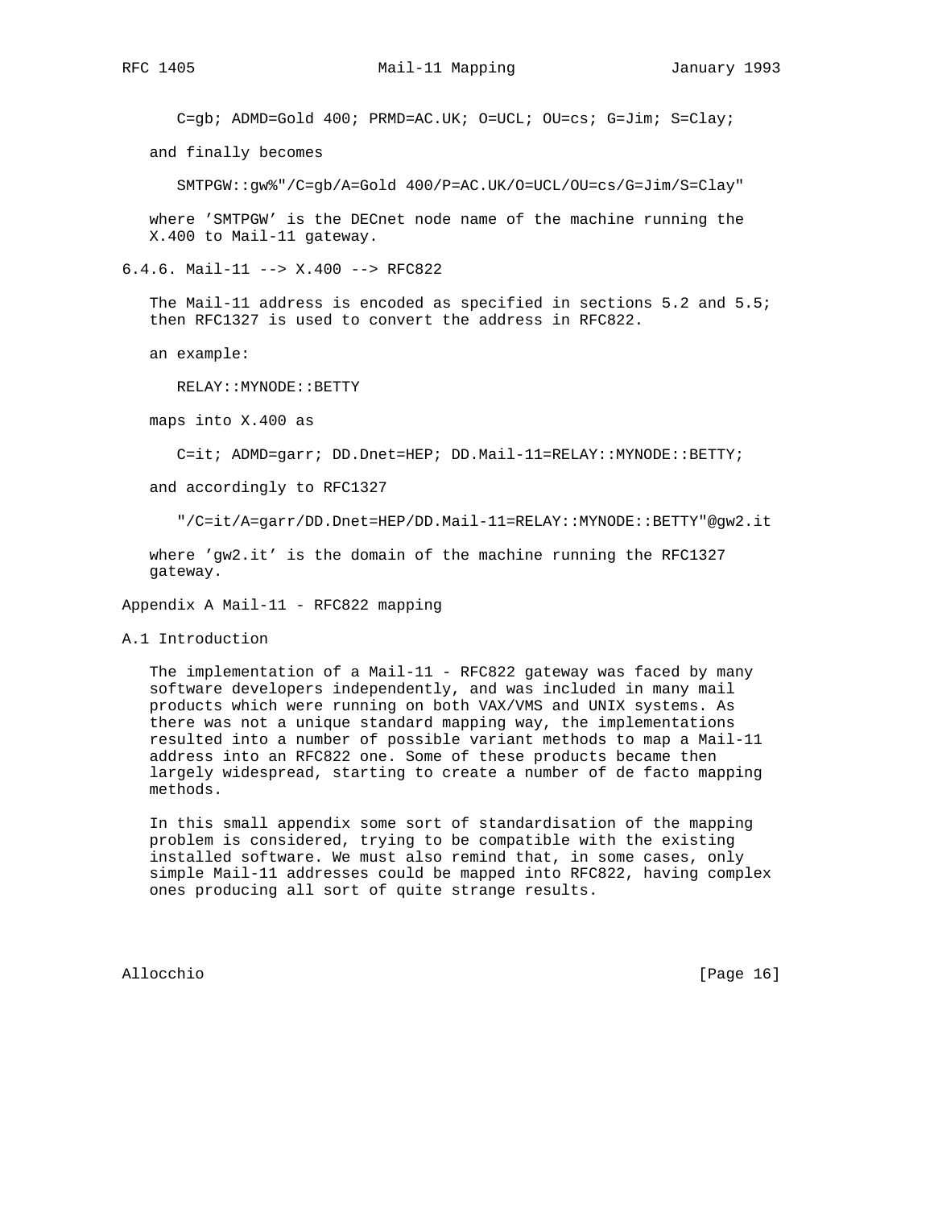```
C=gb; ADMD=Gold 400; PRMD=AC.UK; O=UCL; OU=cs; G=Jim; S=Clay;
```

and finally becomes

```
SMTPGW::gw%"/C=gb/A=Gold 400/P=AC.UK/O=UCL/OU=cs/G=Jim/S=Clay"
```

where 'SMTPGW' is the DECnet node name of the machine running the X.400 to Mail-11 gateway.

### 6.4.6. Mail-11 --> X.400 --> RFC822

The Mail-11 address is encoded as specified in sections 5.2 and 5.5; then RFC1327 is used to convert the address in RFC822.

an example:

```
RELAY::MYNODE::BETTY
```

maps into X.400 as

```
C=it; ADMD=garr; DD.Dnet=HEP; DD.Mail-11=RELAY::MYNODE::BETTY;
```

and accordingly to RFC1327

```
"/C=it/A=garr/DD.Dnet=HEP/DD.Mail-11=RELAY::MYNODE::BETTY"@gw2.it
```

where 'gw2.it' is the domain of the machine running the RFC1327 gateway.

## Appendix A Mail-11 - RFC822 mapping

### A.1 Introduction

The implementation of a Mail-11 - RFC822 gateway was faced by many software developers independently, and was included in many mail products which were running on both VAX/VMS and UNIX systems. As there was not a unique standard mapping way, the implementations resulted into a number of possible variant methods to map a Mail-11 address into an RFC822 one. Some of these products became then largely widespread, starting to create a number of de facto mapping methods.

In this small appendix some sort of standardisation of the mapping problem is considered, trying to be compatible with the existing installed software. We must also remind that, in some cases, only simple Mail-11 addresses could be mapped into RFC822, having complex ones producing all sort of quite strange results.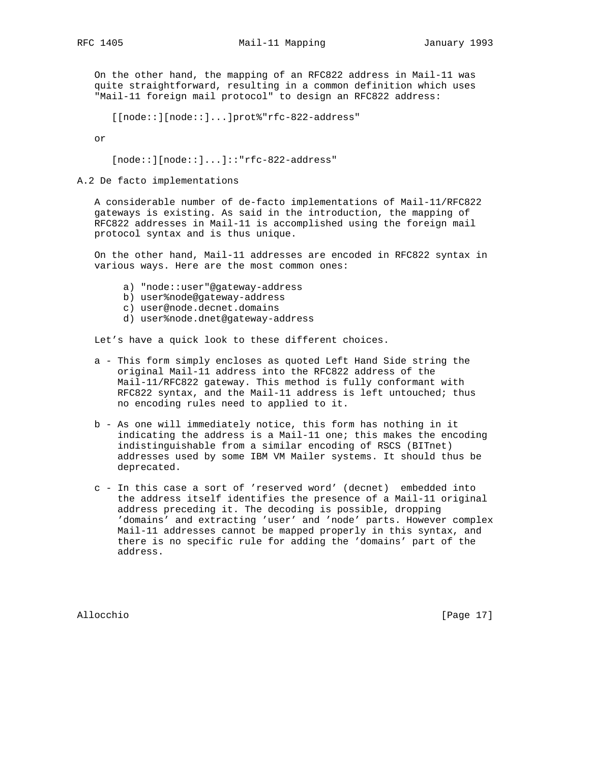On the other hand, the mapping of an RFC822 address in Mail-11 was quite straightforward, resulting in a common definition which uses "Mail-11 foreign mail protocol" to design an RFC822 address:

```
[[node::][node::]...]prot%"rfc-822-address"
```

or

```
[node::][node::]...]::"rfc-822-address"
```

## A.2 De facto implementations

A considerable number of de-facto implementations of Mail-11/RFC822 gateways is existing. As said in the introduction, the mapping of RFC822 addresses in Mail-11 is accomplished using the foreign mail protocol syntax and is thus unique.

On the other hand, Mail-11 addresses are encoded in RFC822 syntax in various ways. Here are the most common ones:

```
a) "node::user"@gateway-address
b) user%node@gateway-address
c) user@node.decnet.domains
d) user%node.dnet@gateway-address
```

Let's have a quick look to these different choices.

a - This form simply encloses as quoted Left Hand Side string the original Mail-11 address into the RFC822 address of the Mail-11/RFC822 gateway. This method is fully conformant with RFC822 syntax, and the Mail-11 address is left untouched; thus no encoding rules need to applied to it.

b - As one will immediately notice, this form has nothing in it indicating the address is a Mail-11 one; this makes the encoding indistinguishable from a similar encoding of RSCS (BITnet) addresses used by some IBM VM Mailer systems. It should thus be deprecated.

c - In this case a sort of 'reserved word' (decnet) embedded into the address itself identifies the presence of a Mail-11 original address preceding it. The decoding is possible, dropping 'domains' and extracting 'user' and 'node' parts. However complex Mail-11 addresses cannot be mapped properly in this syntax, and there is no specific rule for adding the 'domains' part of the address.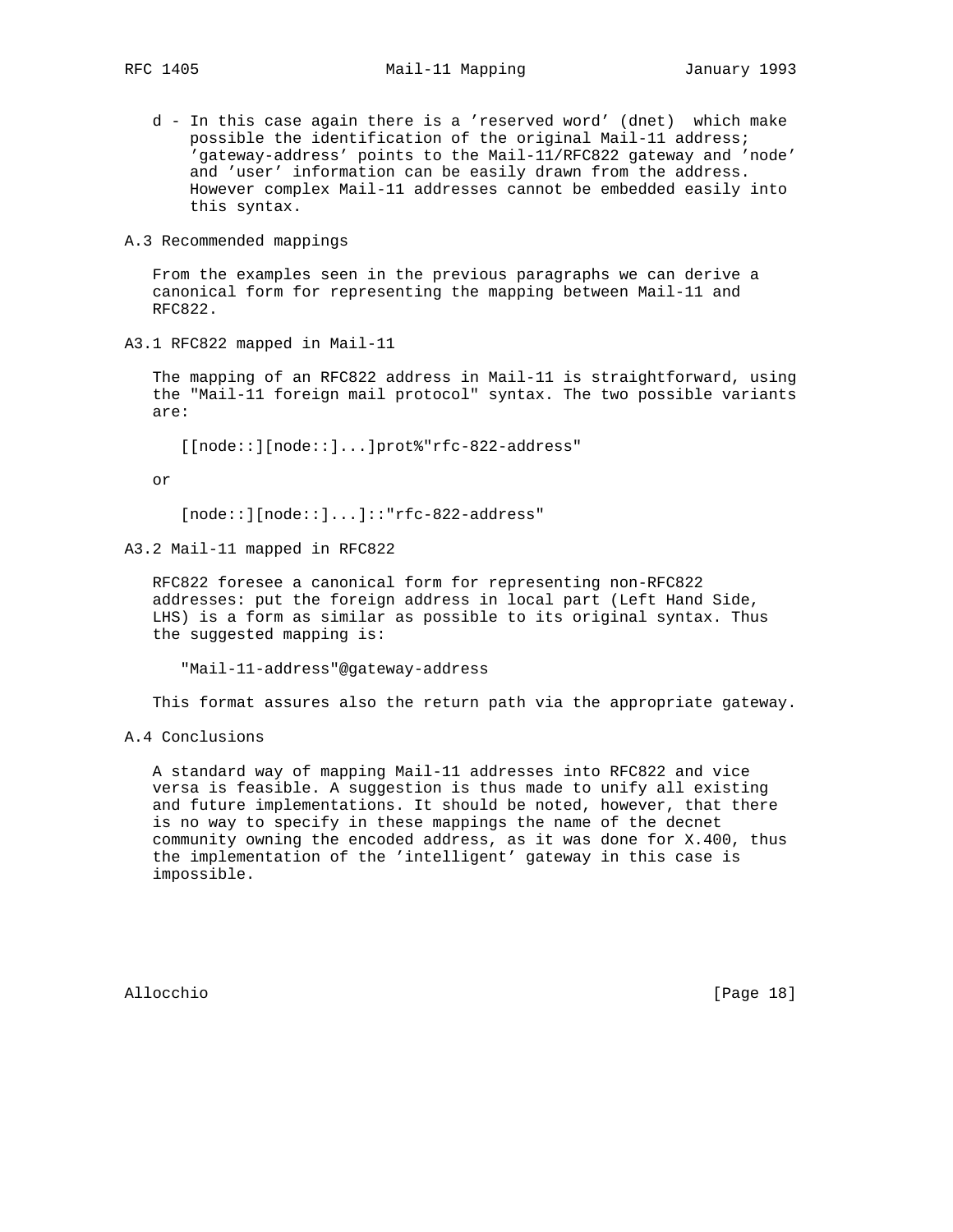d - In this case again there is a 'reserved word' (dnet) which make possible the identification of the original Mail-11 address; 'gateway-address' points to the Mail-11/RFC822 gateway and 'node' and 'user' information can be easily drawn from the address. However complex Mail-11 addresses cannot be embedded easily into this syntax.

## A.3 Recommended mappings

From the examples seen in the previous paragraphs we can derive a canonical form for representing the mapping between Mail-11 and RFC822.

### A3.1 RFC822 mapped in Mail-11

The mapping of an RFC822 address in Mail-11 is straightforward, using the "Mail-11 foreign mail protocol" syntax. The two possible variants are:

```
[[node::][node::]...]prot%"rfc-822-address"
```

or

```
[node::][node::]...]::"rfc-822-address"
```

### A3.2 Mail-11 mapped in RFC822

RFC822 foresee a canonical form for representing non-RFC822 addresses: put the foreign address in local part (Left Hand Side, LHS) is a form as similar as possible to its original syntax. Thus the suggested mapping is:

```
"Mail-11-address"@gateway-address
```

This format assures also the return path via the appropriate gateway.

## A.4 Conclusions

A standard way of mapping Mail-11 addresses into RFC822 and vice versa is feasible. A suggestion is thus made to unify all existing and future implementations. It should be noted, however, that there is no way to specify in these mappings the name of the decnet community owning the encoded address, as it was done for X.400, thus the implementation of the 'intelligent' gateway in this case is impossible.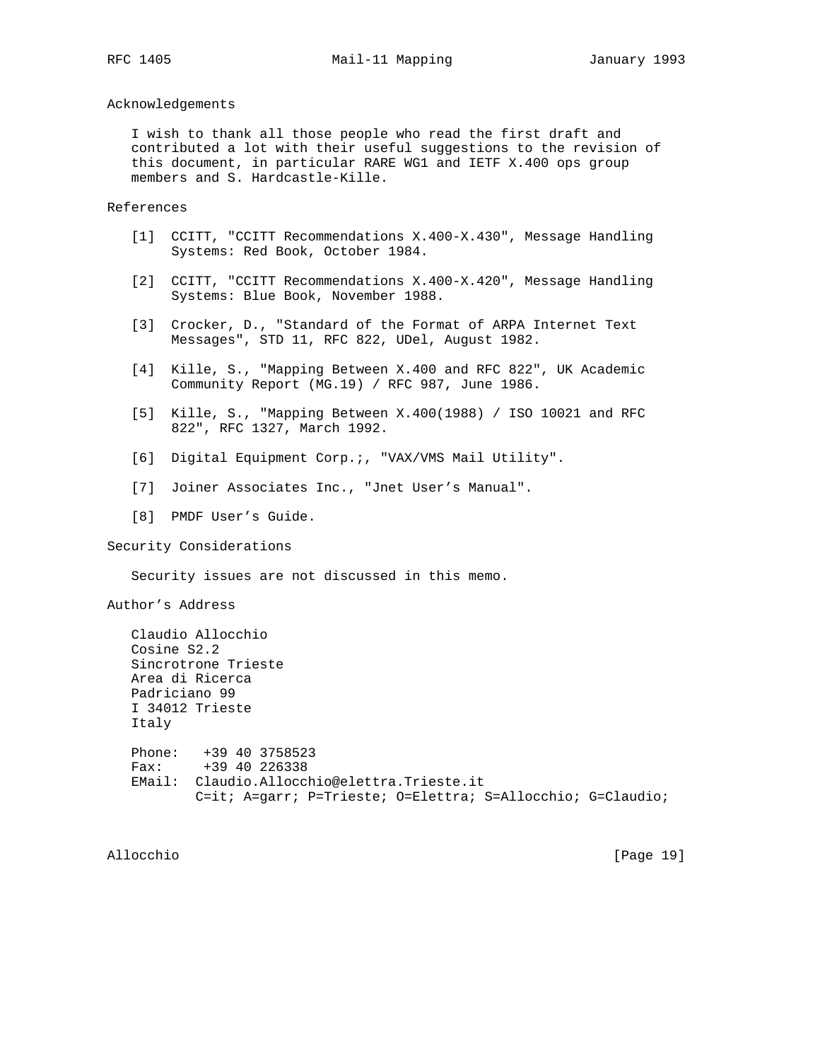## Acknowledgements

I wish to thank all those people who read the first draft and contributed a lot with their useful suggestions to the revision of this document, in particular RARE WG1 and IETF X.400 ops group members and S. Hardcastle-Kille.

## References

[1] CCITT, "CCITT Recommendations X.400-X.430", Message Handling Systems: Red Book, October 1984.

[2] CCITT, "CCITT Recommendations X.400-X.420", Message Handling Systems: Blue Book, November 1988.

[3] Crocker, D., "Standard of the Format of ARPA Internet Text Messages", STD 11, RFC 822, UDel, August 1982.

[4] Kille, S., "Mapping Between X.400 and RFC 822", UK Academic Community Report (MG.19) / RFC 987, June 1986.

[5] Kille, S., "Mapping Between X.400(1988) / ISO 10021 and RFC 822", RFC 1327, March 1992.

[6] Digital Equipment Corp.;, "VAX/VMS Mail Utility".

[7] Joiner Associates Inc., "Jnet User's Manual".

[8] PMDF User's Guide.

## Security Considerations

Security issues are not discussed in this memo.

## Author's Address

Claudio Allocchio
Cosine S2.2
Sincrotrone Trieste
Area di Ricerca
Padriciano 99
I 34012 Trieste
Italy

Phone: +39 40 3758523
Fax: +39 40 226338
EMail: Claudio.Allocchio@elettra.Trieste.it
C=it; A=garr; P=Trieste; O=Elettra; S=Allocchio; G=Claudio;